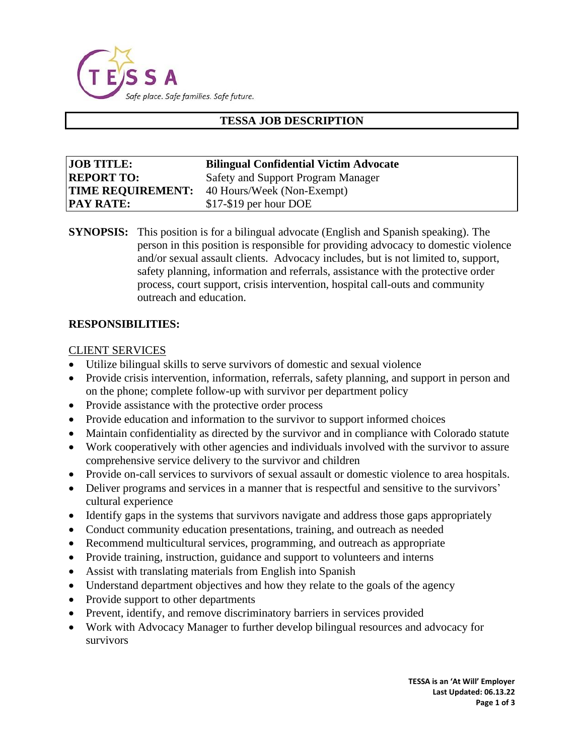TESSA

*Safe place. Safe families. Safe future.*

# TESSA JOB DESCRIPTION

| **JOB TITLE:** | **Bilingual Confidential Victim Advocate** |
|---|---|
| **REPORT TO:** | Safety and Support Program Manager |
| **TIME REQUIREMENT:** | 40 Hours/Week (Non-Exempt) |
| **PAY RATE:** | $17-$19 per hour DOE |

**SYNOPSIS:** This position is for a bilingual advocate (English and Spanish speaking). The person in this position is responsible for providing advocacy to domestic violence and/or sexual assault clients. Advocacy includes, but is not limited to, support, safety planning, information and referrals, assistance with the protective order process, court support, crisis intervention, hospital call-outs and community outreach and education.

## RESPONSIBILITIES:

### CLIENT SERVICES

- Utilize bilingual skills to serve survivors of domestic and sexual violence
- Provide crisis intervention, information, referrals, safety planning, and support in person and on the phone; complete follow-up with survivor per department policy
- Provide assistance with the protective order process
- Provide education and information to the survivor to support informed choices
- Maintain confidentiality as directed by the survivor and in compliance with Colorado statute
- Work cooperatively with other agencies and individuals involved with the survivor to assure comprehensive service delivery to the survivor and children
- Provide on-call services to survivors of sexual assault or domestic violence to area hospitals.
- Deliver programs and services in a manner that is respectful and sensitive to the survivors' cultural experience
- Identify gaps in the systems that survivors navigate and address those gaps appropriately
- Conduct community education presentations, training, and outreach as needed
- Recommend multicultural services, programming, and outreach as appropriate
- Provide training, instruction, guidance and support to volunteers and interns
- Assist with translating materials from English into Spanish
- Understand department objectives and how they relate to the goals of the agency
- Provide support to other departments
- Prevent, identify, and remove discriminatory barriers in services provided
- Work with Advocacy Manager to further develop bilingual resources and advocacy for survivors

**TESSA is an 'At Will' Employer**
**Last Updated: 06.13.22**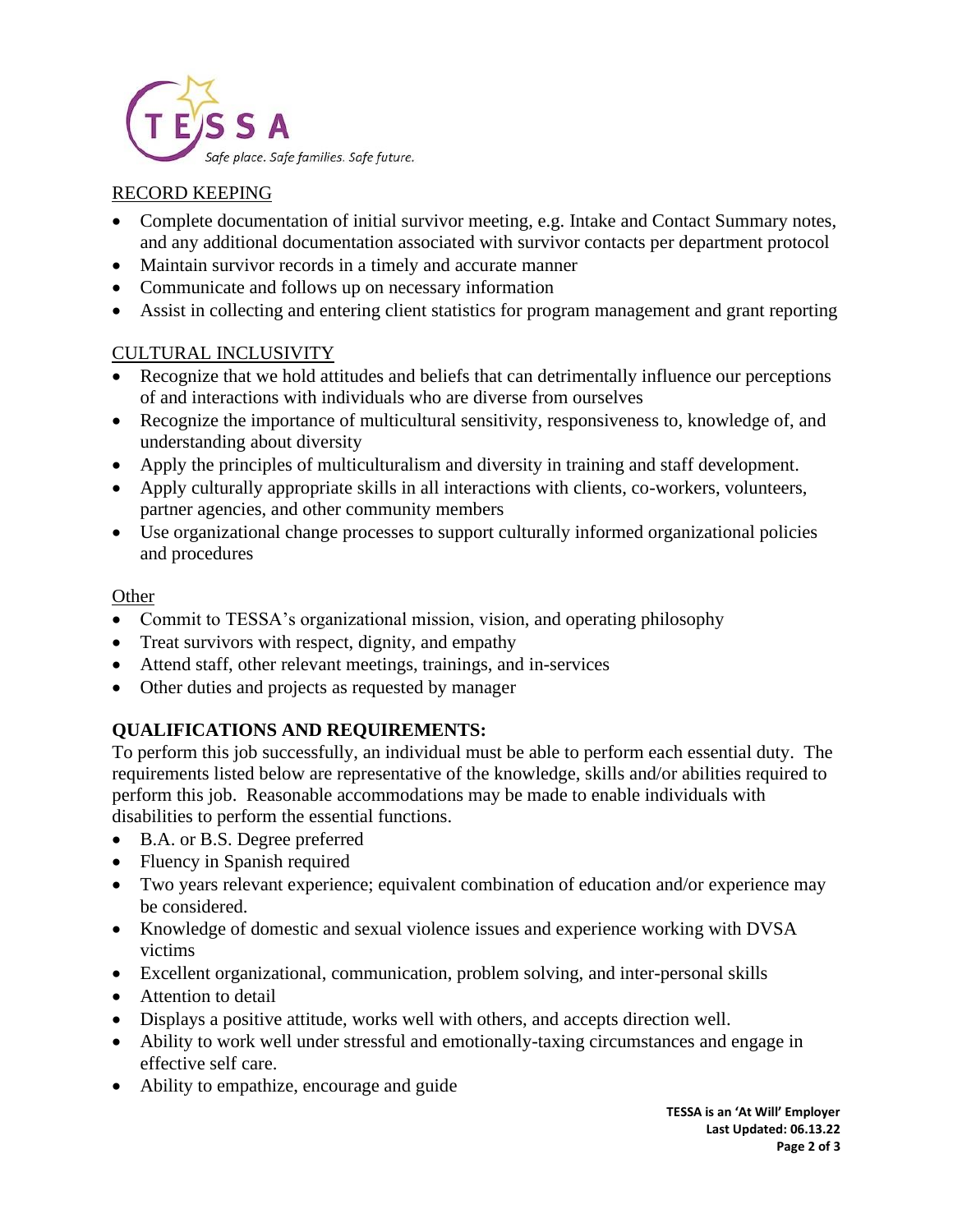RECORD KEEPING

- Complete documentation of initial survivor meeting, e.g. Intake and Contact Summary notes, and any additional documentation associated with survivor contacts per department protocol
- Maintain survivor records in a timely and accurate manner
- Communicate and follows up on necessary information
- Assist in collecting and entering client statistics for program management and grant reporting

CULTURAL INCLUSIVITY

- Recognize that we hold attitudes and beliefs that can detrimentally influence our perceptions of and interactions with individuals who are diverse from ourselves
- Recognize the importance of multicultural sensitivity, responsiveness to, knowledge of, and understanding about diversity
- Apply the principles of multiculturalism and diversity in training and staff development.
- Apply culturally appropriate skills in all interactions with clients, co-workers, volunteers, partner agencies, and other community members
- Use organizational change processes to support culturally informed organizational policies and procedures

Other

- Commit to TESSA's organizational mission, vision, and operating philosophy
- Treat survivors with respect, dignity, and empathy
- Attend staff, other relevant meetings, trainings, and in-services
- Other duties and projects as requested by manager

**QUALIFICATIONS AND REQUIREMENTS:**

To perform this job successfully, an individual must be able to perform each essential duty. The requirements listed below are representative of the knowledge, skills and/or abilities required to perform this job. Reasonable accommodations may be made to enable individuals with disabilities to perform the essential functions.

- B.A. or B.S. Degree preferred
- Fluency in Spanish required
- Two years relevant experience; equivalent combination of education and/or experience may be considered.
- Knowledge of domestic and sexual violence issues and experience working with DVSA victims
- Excellent organizational, communication, problem solving, and inter-personal skills
- Attention to detail
- Displays a positive attitude, works well with others, and accepts direction well.
- Ability to work well under stressful and emotionally-taxing circumstances and engage in effective self care.
- Ability to empathize, encourage and guide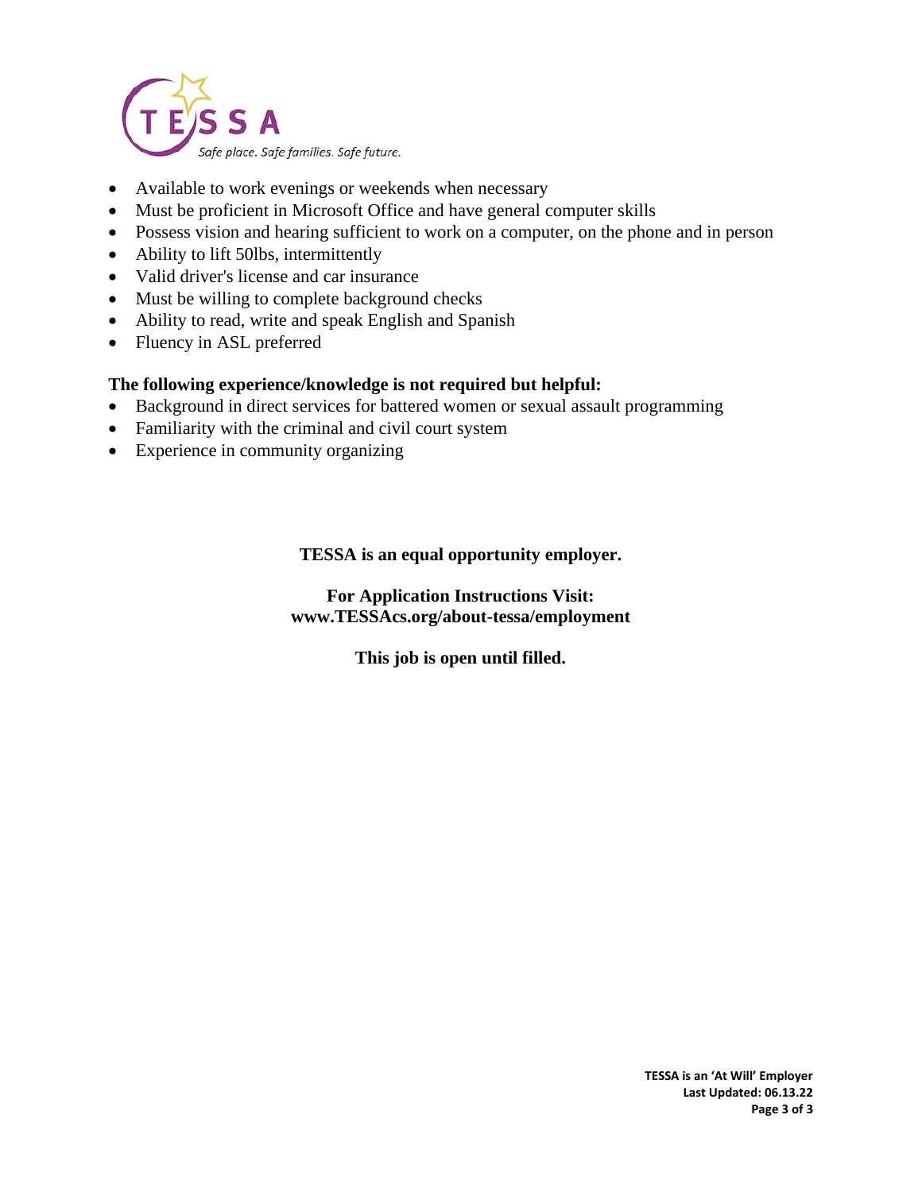- Available to work evenings or weekends when necessary
- Must be proficient in Microsoft Office and have general computer skills
- Possess vision and hearing sufficient to work on a computer, on the phone and in person
- Ability to lift 50lbs, intermittently
- Valid driver's license and car insurance
- Must be willing to complete background checks
- Ability to read, write and speak English and Spanish
- Fluency in ASL preferred

**The following experience/knowledge is not required but helpful:**

- Background in direct services for battered women or sexual assault programming
- Familiarity with the criminal and civil court system
- Experience in community organizing

**TESSA is an equal opportunity employer.**

**For Application Instructions Visit:**
**www.TESSAcs.org/about-tessa/employment**

**This job is open until filled.**

**TESSA is an 'At Will' Employer**
**Last Updated: 06.13.22**